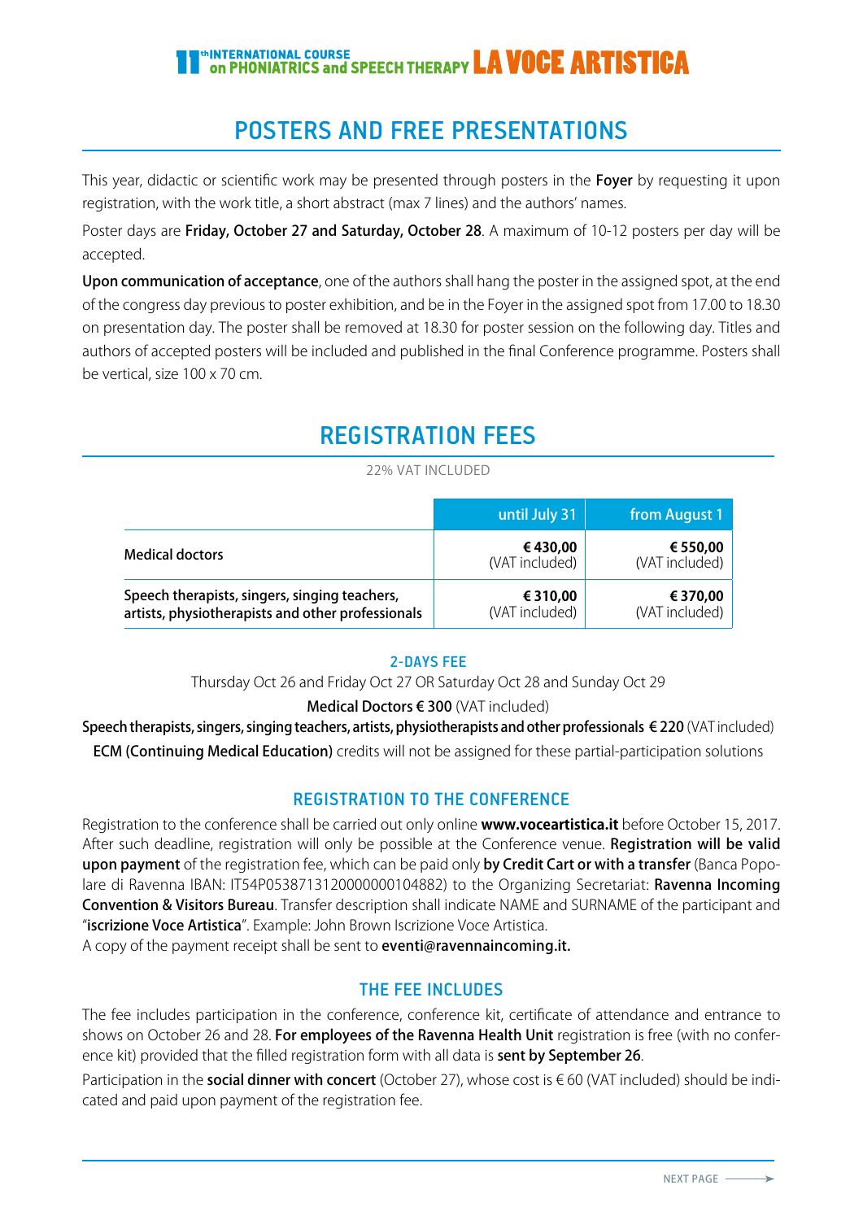# 11th INTERNATIONAL COURSE on PHONIATRICS and SPEECH THERAPY LA VOCE ARTISTICA

## POSTERS AND FREE PRESENTATIONS

This year, didactic or scientific work may be presented through posters in the **Foyer** by requesting it upon registration, with the work title, a short abstract (max 7 lines) and the authors' names.

Poster days are **Friday, October 27 and Saturday, October 28**. A maximum of 10-12 posters per day will be accepted.

**Upon communication of acceptance**, one of the authors shall hang the poster in the assigned spot, at the end of the congress day previous to poster exhibition, and be in the Foyer in the assigned spot from 17.00 to 18.30 on presentation day. The poster shall be removed at 18.30 for poster session on the following day. Titles and authors of accepted posters will be included and published in the final Conference programme. Posters shall be vertical, size 100 x 70 cm.

## REGISTRATION FEES

22% VAT INCLUDED

| | until July 31 | from August 1 |
|---|---|---|
| Medical doctors | **€ 430,00** (VAT included) | **€ 550,00** (VAT included) |
| Speech therapists, singers, singing teachers, artists, physiotherapists and other professionals | **€ 310,00** (VAT included) | **€ 370,00** (VAT included) |

### 2-DAYS FEE

Thursday Oct 26 and Friday Oct 27 OR Saturday Oct 28 and Sunday Oct 29

**Medical Doctors € 300** (VAT included)

**Speech therapists, singers, singing teachers, artists, physiotherapists and other professionals € 220** (VAT included)

**ECM (Continuing Medical Education)** credits will not be assigned for these partial-participation solutions

### REGISTRATION TO THE CONFERENCE

Registration to the conference shall be carried out only online **www.voceartistica.it** before October 15, 2017. After such deadline, registration will only be possible at the Conference venue. **Registration will be valid upon payment** of the registration fee, which can be paid only **by Credit Cart or with a transfer** (Banca Popolare di Ravenna IBAN: IT54P0538713120000000104882) to the Organizing Secretariat: **Ravenna Incoming Convention & Visitors Bureau**. Transfer description shall indicate NAME and SURNAME of the participant and "**iscrizione Voce Artistica**". Example: John Brown Iscrizione Voce Artistica.

A copy of the payment receipt shall be sent to **eventi@ravennaincoming.it.**

### THE FEE INCLUDES

The fee includes participation in the conference, conference kit, certificate of attendance and entrance to shows on October 26 and 28. **For employees of the Ravenna Health Unit** registration is free (with no conference kit) provided that the filled registration form with all data is **sent by September 26**.

Participation in the **social dinner with concert** (October 27), whose cost is € 60 (VAT included) should be indicated and paid upon payment of the registration fee.

NEXT PAGE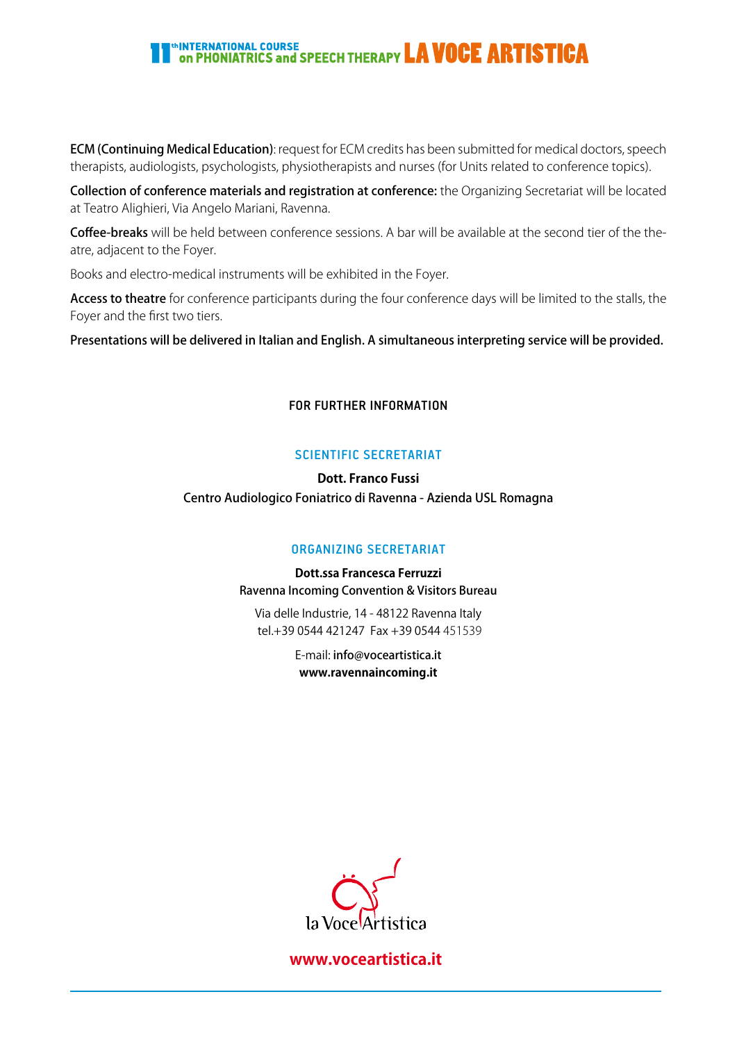**ECM (Continuing Medical Education)**: request for ECM credits has been submitted for medical doctors, speech therapists, audiologists, psychologists, physiotherapists and nurses (for Units related to conference topics).

**Collection of conference materials and registration at conference:** the Organizing Secretariat will be located at Teatro Alighieri, Via Angelo Mariani, Ravenna.

**Coffee-breaks** will be held between conference sessions. A bar will be available at the second tier of the theatre, adjacent to the Foyer.

Books and electro-medical instruments will be exhibited in the Foyer.

**Access to theatre** for conference participants during the four conference days will be limited to the stalls, the Foyer and the first two tiers.

**Presentations will be delivered in Italian and English. A simultaneous interpreting service will be provided.**

## FOR FURTHER INFORMATION

### SCIENTIFIC SECRETARIAT

**Dott. Franco Fussi**
Centro Audiologico Foniatrico di Ravenna - Azienda USL Romagna

### ORGANIZING SECRETARIAT

**Dott.ssa Francesca Ferruzzi**
Ravenna Incoming Convention & Visitors Bureau

Via delle Industrie, 14 - 48122 Ravenna Italy
tel.+39 0544 421247 Fax +39 0544 451539

E-mail: **info@voceartistica.it**
**www.ravennaincoming.it**

la Voce Artistica

**www.voceartistica.it**